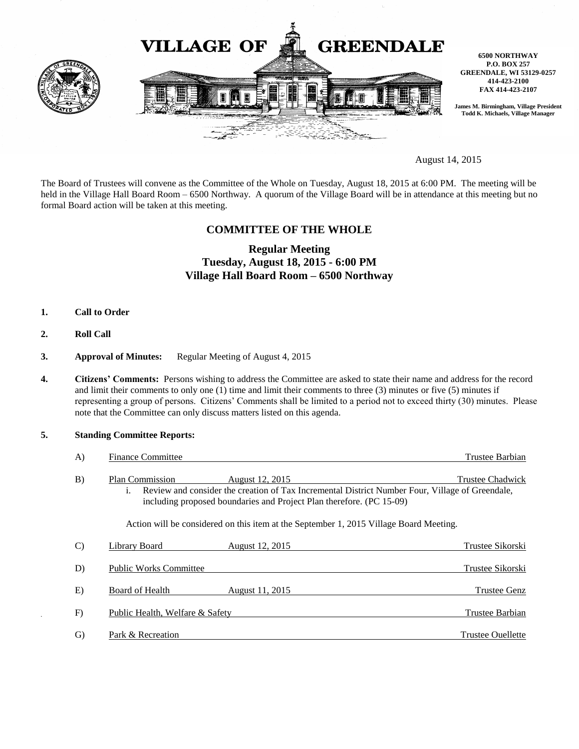# VILLAGE OF GREENDALE

**6500 NORTHWAY**
**P.O. BOX 257**
**GREENDALE, WI 53129-0257**
**414-423-2100**
**FAX 414-423-2107**

**James M. Birmingham, Village President**
**Todd K. Michaels, Village Manager**

August 14, 2015

The Board of Trustees will convene as the Committee of the Whole on Tuesday, August 18, 2015 at 6:00 PM. The meeting will be held in the Village Hall Board Room – 6500 Northway. A quorum of the Village Board will be in attendance at this meeting but no formal Board action will be taken at this meeting.

## COMMITTEE OF THE WHOLE

### Regular Meeting
### Tuesday, August 18, 2015 - 6:00 PM
### Village Hall Board Room – 6500 Northway

**1. Call to Order**

**2. Roll Call**

**3. Approval of Minutes:** Regular Meeting of August 4, 2015

**4. Citizens' Comments:** Persons wishing to address the Committee are asked to state their name and address for the record and limit their comments to only one (1) time and limit their comments to three (3) minutes or five (5) minutes if representing a group of persons. Citizens' Comments shall be limited to a period not to exceed thirty (30) minutes. Please note that the Committee can only discuss matters listed on this agenda.

**5. Standing Committee Reports:**

A) Finance Committee — Trustee Barbian

B) Plan Commission — August 12, 2015 — Trustee Chadwick

   i. Review and consider the creation of Tax Incremental District Number Four, Village of Greendale, including proposed boundaries and Project Plan therefore. (PC 15-09)

   Action will be considered on this item at the September 1, 2015 Village Board Meeting.

C) Library Board — August 12, 2015 — Trustee Sikorski

D) Public Works Committee — Trustee Sikorski

E) Board of Health — August 11, 2015 — Trustee Genz

F) Public Health, Welfare & Safety — Trustee Barbian

G) Park & Recreation — Trustee Ouellette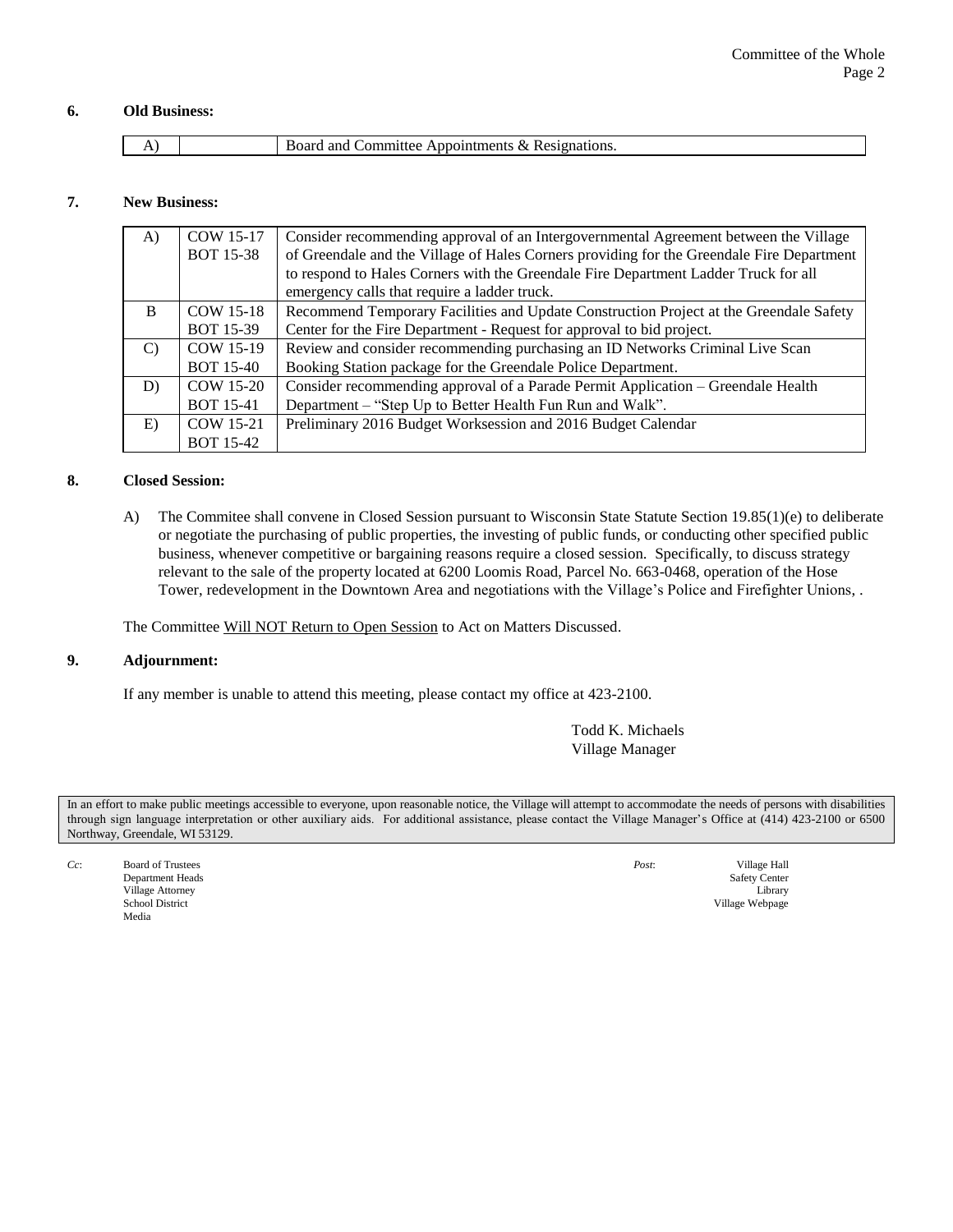**6. Old Business:**

| | | |
|---|---|---|
| A) | | Board and Committee Appointments & Resignations. |

**7. New Business:**

| | | |
|---|---|---|
| A) | COW 15-17<br>BOT 15-38 | Consider recommending approval of an Intergovernmental Agreement between the Village of Greendale and the Village of Hales Corners providing for the Greendale Fire Department to respond to Hales Corners with the Greendale Fire Department Ladder Truck for all emergency calls that require a ladder truck. |
| B | COW 15-18<br>BOT 15-39 | Recommend Temporary Facilities and Update Construction Project at the Greendale Safety Center for the Fire Department - Request for approval to bid project. |
| C) | COW 15-19<br>BOT 15-40 | Review and consider recommending purchasing an ID Networks Criminal Live Scan Booking Station package for the Greendale Police Department. |
| D) | COW 15-20<br>BOT 15-41 | Consider recommending approval of a Parade Permit Application – Greendale Health Department – "Step Up to Better Health Fun Run and Walk". |
| E) | COW 15-21<br>BOT 15-42 | Preliminary 2016 Budget Worksession and 2016 Budget Calendar |

**8. Closed Session:**

A) The Commitee shall convene in Closed Session pursuant to Wisconsin State Statute Section 19.85(1)(e) to deliberate or negotiate the purchasing of public properties, the investing of public funds, or conducting other specified public business, whenever competitive or bargaining reasons require a closed session. Specifically, to discuss strategy relevant to the sale of the property located at 6200 Loomis Road, Parcel No. 663-0468, operation of the Hose Tower, redevelopment in the Downtown Area and negotiations with the Village's Police and Firefighter Unions, .

The Committee <u>Will NOT Return to Open Session</u> to Act on Matters Discussed.

**9. Adjournment:**

If any member is unable to attend this meeting, please contact my office at 423-2100.

Todd K. Michaels
Village Manager

In an effort to make public meetings accessible to everyone, upon reasonable notice, the Village will attempt to accommodate the needs of persons with disabilities through sign language interpretation or other auxiliary aids. For additional assistance, please contact the Village Manager's Office at (414) 423-2100 or 6500 Northway, Greendale, WI 53129.

*Cc*: Board of Trustees
Department Heads
Village Attorney
School District
Media

*Post*: Village Hall
Safety Center
Library
Village Webpage